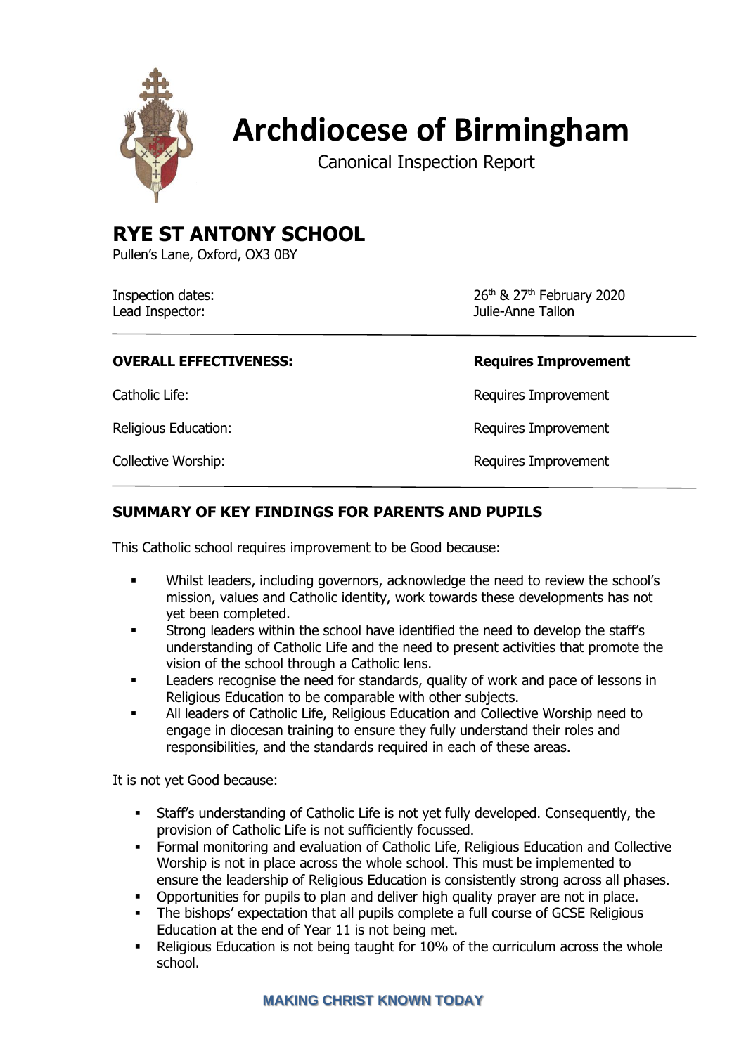# Archdiocese of Birmingham

Canonical Inspection Report

## RYE ST ANTONY SCHOOL

Pullen's Lane, Oxford, OX3 0BY

| | |
|---|---|
| Inspection dates: | 26th & 27th February 2020 |
| Lead Inspector: | Julie-Anne Tallon |

| | |
|---|---|
| **OVERALL EFFECTIVENESS:** | **Requires Improvement** |
| Catholic Life: | Requires Improvement |
| Religious Education: | Requires Improvement |
| Collective Worship: | Requires Improvement |

## SUMMARY OF KEY FINDINGS FOR PARENTS AND PUPILS

This Catholic school requires improvement to be Good because:

- Whilst leaders, including governors, acknowledge the need to review the school's mission, values and Catholic identity, work towards these developments has not yet been completed.
- Strong leaders within the school have identified the need to develop the staff's understanding of Catholic Life and the need to present activities that promote the vision of the school through a Catholic lens.
- Leaders recognise the need for standards, quality of work and pace of lessons in Religious Education to be comparable with other subjects.
- All leaders of Catholic Life, Religious Education and Collective Worship need to engage in diocesan training to ensure they fully understand their roles and responsibilities, and the standards required in each of these areas.

It is not yet Good because:

- Staff's understanding of Catholic Life is not yet fully developed. Consequently, the provision of Catholic Life is not sufficiently focussed.
- Formal monitoring and evaluation of Catholic Life, Religious Education and Collective Worship is not in place across the whole school. This must be implemented to ensure the leadership of Religious Education is consistently strong across all phases.
- Opportunities for pupils to plan and deliver high quality prayer are not in place.
- The bishops' expectation that all pupils complete a full course of GCSE Religious Education at the end of Year 11 is not being met.
- Religious Education is not being taught for 10% of the curriculum across the whole school.

**MAKING CHRIST KNOWN TODAY**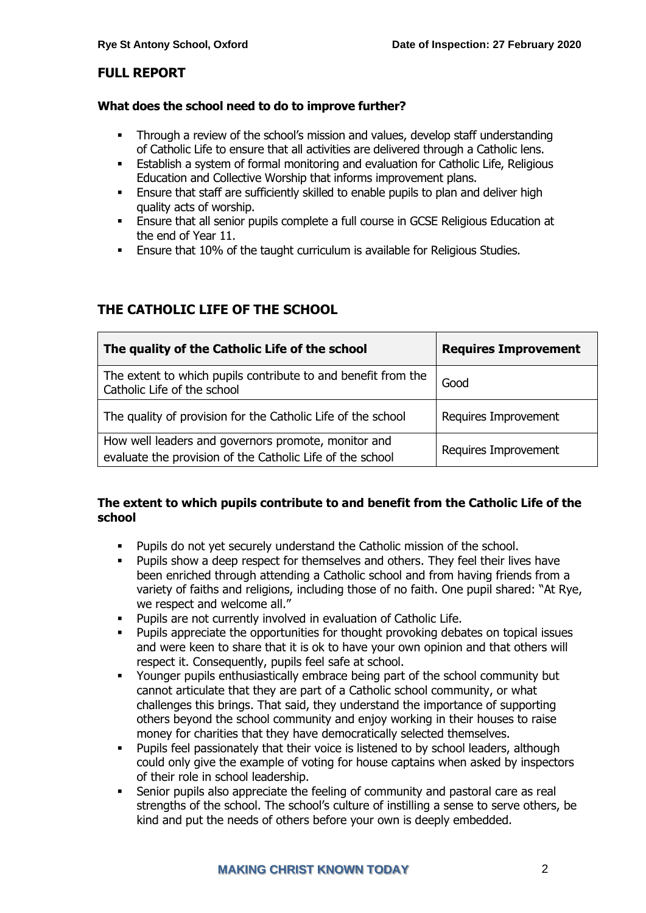## FULL REPORT

### What does the school need to do to improve further?

- Through a review of the school's mission and values, develop staff understanding of Catholic Life to ensure that all activities are delivered through a Catholic lens.
- Establish a system of formal monitoring and evaluation for Catholic Life, Religious Education and Collective Worship that informs improvement plans.
- Ensure that staff are sufficiently skilled to enable pupils to plan and deliver high quality acts of worship.
- Ensure that all senior pupils complete a full course in GCSE Religious Education at the end of Year 11.
- Ensure that 10% of the taught curriculum is available for Religious Studies.

## THE CATHOLIC LIFE OF THE SCHOOL

| **The quality of the Catholic Life of the school** | **Requires Improvement** |
|---|---|
| The extent to which pupils contribute to and benefit from the Catholic Life of the school | Good |
| The quality of provision for the Catholic Life of the school | Requires Improvement |
| How well leaders and governors promote, monitor and evaluate the provision of the Catholic Life of the school | Requires Improvement |

### The extent to which pupils contribute to and benefit from the Catholic Life of the school

- Pupils do not yet securely understand the Catholic mission of the school.
- Pupils show a deep respect for themselves and others. They feel their lives have been enriched through attending a Catholic school and from having friends from a variety of faiths and religions, including those of no faith. One pupil shared: "At Rye, we respect and welcome all."
- Pupils are not currently involved in evaluation of Catholic Life.
- Pupils appreciate the opportunities for thought provoking debates on topical issues and were keen to share that it is ok to have your own opinion and that others will respect it. Consequently, pupils feel safe at school.
- Younger pupils enthusiastically embrace being part of the school community but cannot articulate that they are part of a Catholic school community, or what challenges this brings. That said, they understand the importance of supporting others beyond the school community and enjoy working in their houses to raise money for charities that they have democratically selected themselves.
- Pupils feel passionately that their voice is listened to by school leaders, although could only give the example of voting for house captains when asked by inspectors of their role in school leadership.
- Senior pupils also appreciate the feeling of community and pastoral care as real strengths of the school. The school's culture of instilling a sense to serve others, be kind and put the needs of others before your own is deeply embedded.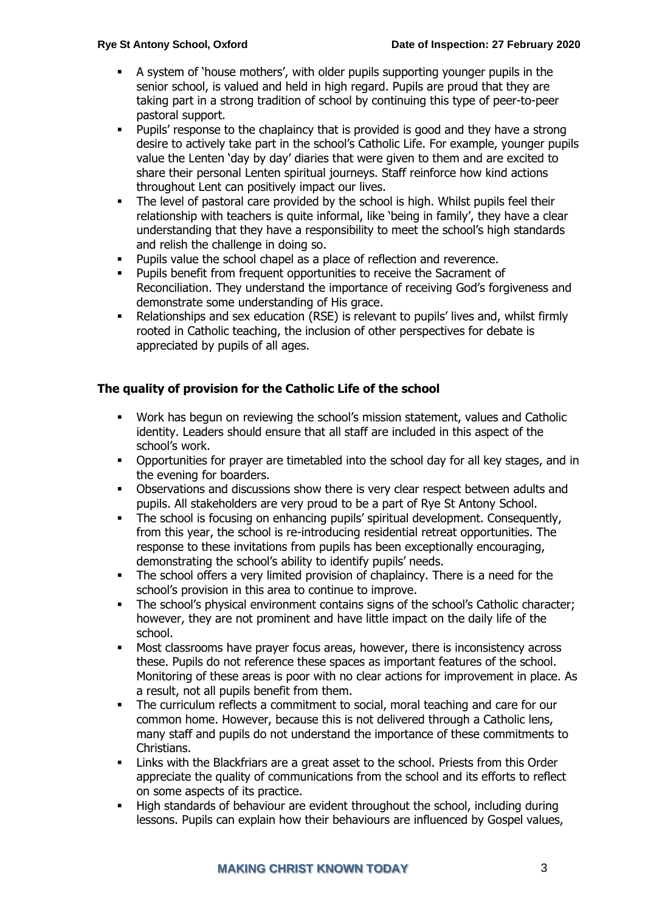- A system of 'house mothers', with older pupils supporting younger pupils in the senior school, is valued and held in high regard. Pupils are proud that they are taking part in a strong tradition of school by continuing this type of peer-to-peer pastoral support.
- Pupils' response to the chaplaincy that is provided is good and they have a strong desire to actively take part in the school's Catholic Life. For example, younger pupils value the Lenten 'day by day' diaries that were given to them and are excited to share their personal Lenten spiritual journeys. Staff reinforce how kind actions throughout Lent can positively impact our lives.
- The level of pastoral care provided by the school is high. Whilst pupils feel their relationship with teachers is quite informal, like 'being in family', they have a clear understanding that they have a responsibility to meet the school's high standards and relish the challenge in doing so.
- Pupils value the school chapel as a place of reflection and reverence.
- Pupils benefit from frequent opportunities to receive the Sacrament of Reconciliation. They understand the importance of receiving God's forgiveness and demonstrate some understanding of His grace.
- Relationships and sex education (RSE) is relevant to pupils' lives and, whilst firmly rooted in Catholic teaching, the inclusion of other perspectives for debate is appreciated by pupils of all ages.

## The quality of provision for the Catholic Life of the school

- Work has begun on reviewing the school's mission statement, values and Catholic identity. Leaders should ensure that all staff are included in this aspect of the school's work.
- Opportunities for prayer are timetabled into the school day for all key stages, and in the evening for boarders.
- Observations and discussions show there is very clear respect between adults and pupils. All stakeholders are very proud to be a part of Rye St Antony School.
- The school is focusing on enhancing pupils' spiritual development. Consequently, from this year, the school is re-introducing residential retreat opportunities. The response to these invitations from pupils has been exceptionally encouraging, demonstrating the school's ability to identify pupils' needs.
- The school offers a very limited provision of chaplaincy. There is a need for the school's provision in this area to continue to improve.
- The school's physical environment contains signs of the school's Catholic character; however, they are not prominent and have little impact on the daily life of the school.
- Most classrooms have prayer focus areas, however, there is inconsistency across these. Pupils do not reference these spaces as important features of the school. Monitoring of these areas is poor with no clear actions for improvement in place. As a result, not all pupils benefit from them.
- The curriculum reflects a commitment to social, moral teaching and care for our common home. However, because this is not delivered through a Catholic lens, many staff and pupils do not understand the importance of these commitments to Christians.
- Links with the Blackfriars are a great asset to the school. Priests from this Order appreciate the quality of communications from the school and its efforts to reflect on some aspects of its practice.
- High standards of behaviour are evident throughout the school, including during lessons. Pupils can explain how their behaviours are influenced by Gospel values,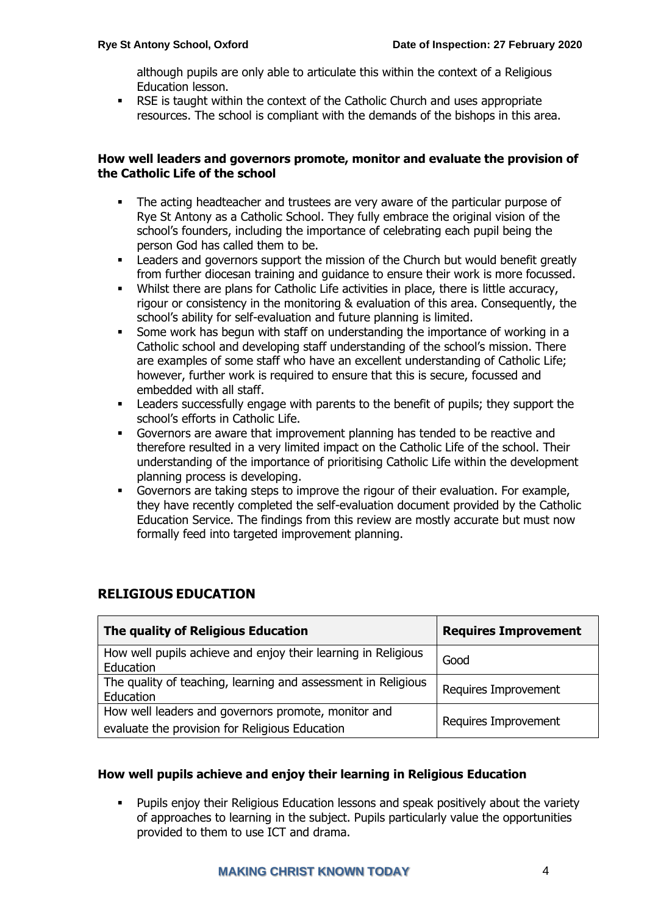although pupils are only able to articulate this within the context of a Religious Education lesson.

- RSE is taught within the context of the Catholic Church and uses appropriate resources. The school is compliant with the demands of the bishops in this area.

**How well leaders and governors promote, monitor and evaluate the provision of the Catholic Life of the school**

- The acting headteacher and trustees are very aware of the particular purpose of Rye St Antony as a Catholic School. They fully embrace the original vision of the school's founders, including the importance of celebrating each pupil being the person God has called them to be.
- Leaders and governors support the mission of the Church but would benefit greatly from further diocesan training and guidance to ensure their work is more focussed.
- Whilst there are plans for Catholic Life activities in place, there is little accuracy, rigour or consistency in the monitoring & evaluation of this area. Consequently, the school's ability for self-evaluation and future planning is limited.
- Some work has begun with staff on understanding the importance of working in a Catholic school and developing staff understanding of the school's mission. There are examples of some staff who have an excellent understanding of Catholic Life; however, further work is required to ensure that this is secure, focussed and embedded with all staff.
- Leaders successfully engage with parents to the benefit of pupils; they support the school's efforts in Catholic Life.
- Governors are aware that improvement planning has tended to be reactive and therefore resulted in a very limited impact on the Catholic Life of the school. Their understanding of the importance of prioritising Catholic Life within the development planning process is developing.
- Governors are taking steps to improve the rigour of their evaluation. For example, they have recently completed the self-evaluation document provided by the Catholic Education Service. The findings from this review are mostly accurate but must now formally feed into targeted improvement planning.

## RELIGIOUS EDUCATION

| The quality of Religious Education | Requires Improvement |
|---|---|
| How well pupils achieve and enjoy their learning in Religious Education | Good |
| The quality of teaching, learning and assessment in Religious Education | Requires Improvement |
| How well leaders and governors promote, monitor and evaluate the provision for Religious Education | Requires Improvement |

**How well pupils achieve and enjoy their learning in Religious Education**

- Pupils enjoy their Religious Education lessons and speak positively about the variety of approaches to learning in the subject. Pupils particularly value the opportunities provided to them to use ICT and drama.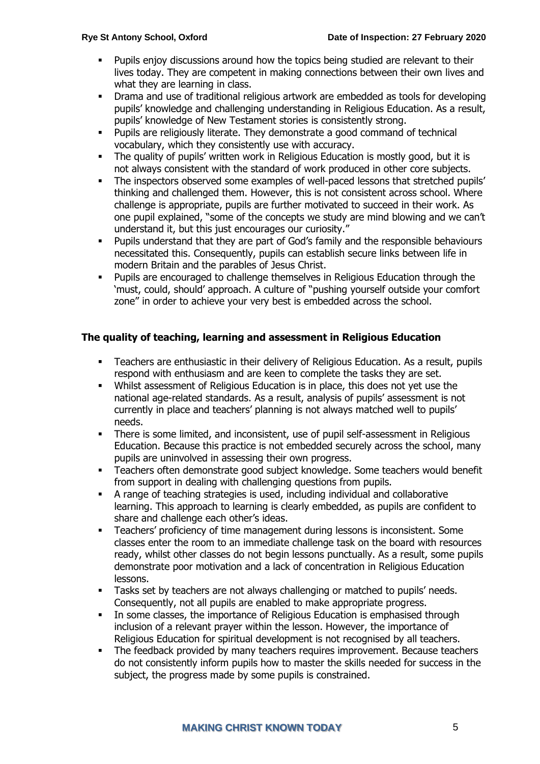- Pupils enjoy discussions around how the topics being studied are relevant to their lives today. They are competent in making connections between their own lives and what they are learning in class.
- Drama and use of traditional religious artwork are embedded as tools for developing pupils' knowledge and challenging understanding in Religious Education. As a result, pupils' knowledge of New Testament stories is consistently strong.
- Pupils are religiously literate. They demonstrate a good command of technical vocabulary, which they consistently use with accuracy.
- The quality of pupils' written work in Religious Education is mostly good, but it is not always consistent with the standard of work produced in other core subjects.
- The inspectors observed some examples of well-paced lessons that stretched pupils' thinking and challenged them. However, this is not consistent across school. Where challenge is appropriate, pupils are further motivated to succeed in their work. As one pupil explained, "some of the concepts we study are mind blowing and we can't understand it, but this just encourages our curiosity."
- Pupils understand that they are part of God's family and the responsible behaviours necessitated this. Consequently, pupils can establish secure links between life in modern Britain and the parables of Jesus Christ.
- Pupils are encouraged to challenge themselves in Religious Education through the 'must, could, should' approach. A culture of "pushing yourself outside your comfort zone" in order to achieve your very best is embedded across the school.

### The quality of teaching, learning and assessment in Religious Education

- Teachers are enthusiastic in their delivery of Religious Education. As a result, pupils respond with enthusiasm and are keen to complete the tasks they are set.
- Whilst assessment of Religious Education is in place, this does not yet use the national age-related standards. As a result, analysis of pupils' assessment is not currently in place and teachers' planning is not always matched well to pupils' needs.
- There is some limited, and inconsistent, use of pupil self-assessment in Religious Education. Because this practice is not embedded securely across the school, many pupils are uninvolved in assessing their own progress.
- Teachers often demonstrate good subject knowledge. Some teachers would benefit from support in dealing with challenging questions from pupils.
- A range of teaching strategies is used, including individual and collaborative learning. This approach to learning is clearly embedded, as pupils are confident to share and challenge each other's ideas.
- Teachers' proficiency of time management during lessons is inconsistent. Some classes enter the room to an immediate challenge task on the board with resources ready, whilst other classes do not begin lessons punctually. As a result, some pupils demonstrate poor motivation and a lack of concentration in Religious Education lessons.
- Tasks set by teachers are not always challenging or matched to pupils' needs. Consequently, not all pupils are enabled to make appropriate progress.
- In some classes, the importance of Religious Education is emphasised through inclusion of a relevant prayer within the lesson. However, the importance of Religious Education for spiritual development is not recognised by all teachers.
- The feedback provided by many teachers requires improvement. Because teachers do not consistently inform pupils how to master the skills needed for success in the subject, the progress made by some pupils is constrained.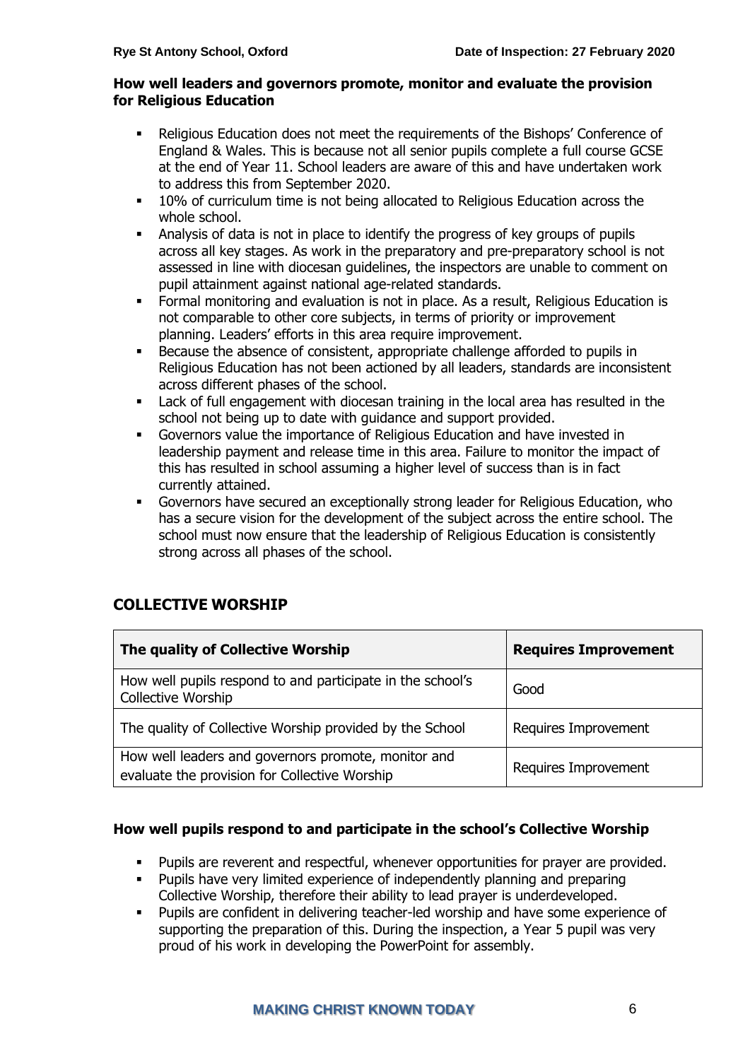### How well leaders and governors promote, monitor and evaluate the provision for Religious Education

- Religious Education does not meet the requirements of the Bishops' Conference of England & Wales. This is because not all senior pupils complete a full course GCSE at the end of Year 11. School leaders are aware of this and have undertaken work to address this from September 2020.
- 10% of curriculum time is not being allocated to Religious Education across the whole school.
- Analysis of data is not in place to identify the progress of key groups of pupils across all key stages. As work in the preparatory and pre-preparatory school is not assessed in line with diocesan guidelines, the inspectors are unable to comment on pupil attainment against national age-related standards.
- Formal monitoring and evaluation is not in place. As a result, Religious Education is not comparable to other core subjects, in terms of priority or improvement planning. Leaders' efforts in this area require improvement.
- Because the absence of consistent, appropriate challenge afforded to pupils in Religious Education has not been actioned by all leaders, standards are inconsistent across different phases of the school.
- Lack of full engagement with diocesan training in the local area has resulted in the school not being up to date with guidance and support provided.
- Governors value the importance of Religious Education and have invested in leadership payment and release time in this area. Failure to monitor the impact of this has resulted in school assuming a higher level of success than is in fact currently attained.
- Governors have secured an exceptionally strong leader for Religious Education, who has a secure vision for the development of the subject across the entire school. The school must now ensure that the leadership of Religious Education is consistently strong across all phases of the school.

## COLLECTIVE WORSHIP

| The quality of Collective Worship | Requires Improvement |
|---|---|
| How well pupils respond to and participate in the school's Collective Worship | Good |
| The quality of Collective Worship provided by the School | Requires Improvement |
| How well leaders and governors promote, monitor and evaluate the provision for Collective Worship | Requires Improvement |

### How well pupils respond to and participate in the school's Collective Worship

- Pupils are reverent and respectful, whenever opportunities for prayer are provided.
- Pupils have very limited experience of independently planning and preparing Collective Worship, therefore their ability to lead prayer is underdeveloped.
- Pupils are confident in delivering teacher-led worship and have some experience of supporting the preparation of this. During the inspection, a Year 5 pupil was very proud of his work in developing the PowerPoint for assembly.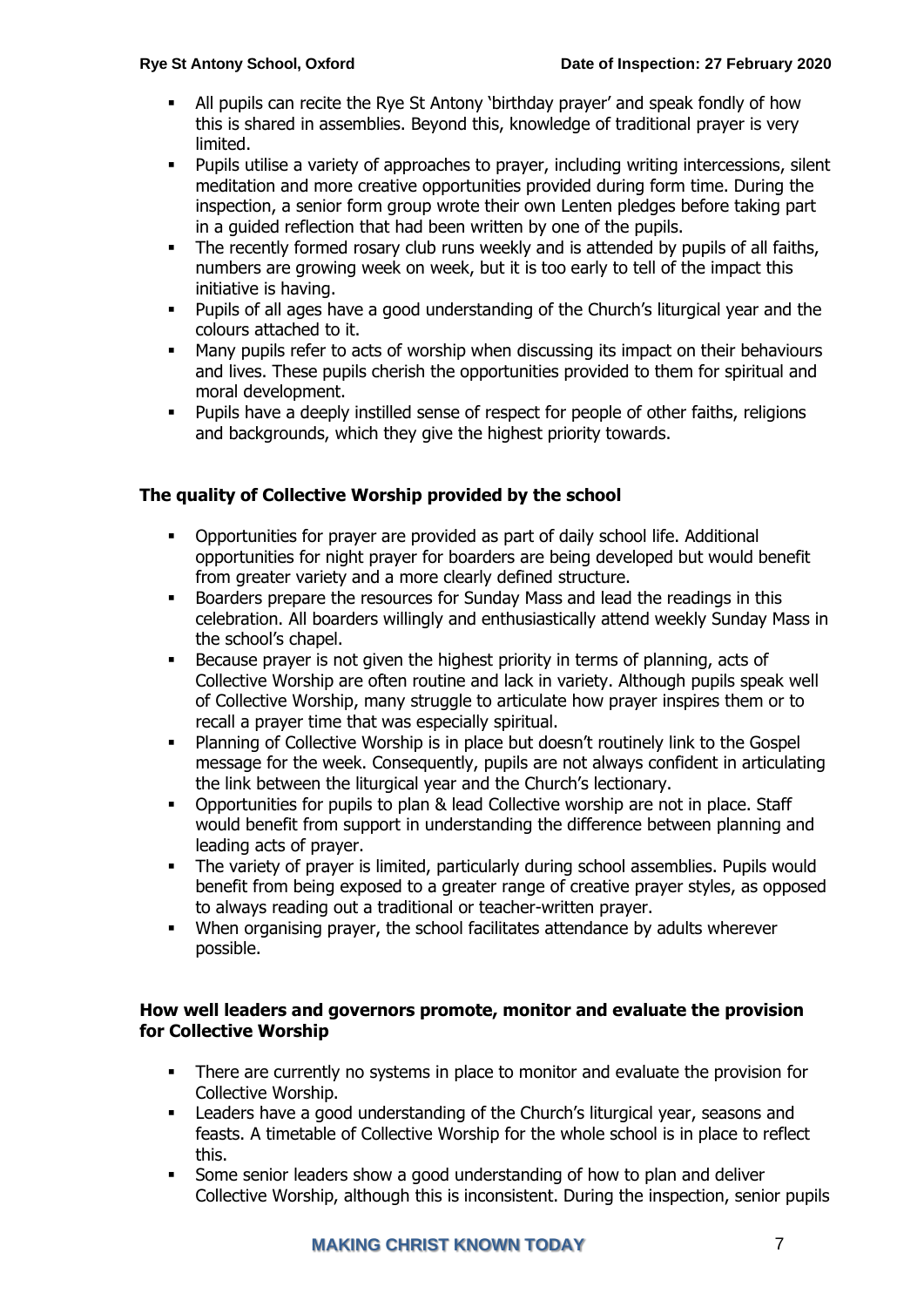- All pupils can recite the Rye St Antony 'birthday prayer' and speak fondly of how this is shared in assemblies. Beyond this, knowledge of traditional prayer is very limited.
- Pupils utilise a variety of approaches to prayer, including writing intercessions, silent meditation and more creative opportunities provided during form time. During the inspection, a senior form group wrote their own Lenten pledges before taking part in a guided reflection that had been written by one of the pupils.
- The recently formed rosary club runs weekly and is attended by pupils of all faiths, numbers are growing week on week, but it is too early to tell of the impact this initiative is having.
- Pupils of all ages have a good understanding of the Church's liturgical year and the colours attached to it.
- Many pupils refer to acts of worship when discussing its impact on their behaviours and lives. These pupils cherish the opportunities provided to them for spiritual and moral development.
- Pupils have a deeply instilled sense of respect for people of other faiths, religions and backgrounds, which they give the highest priority towards.

### The quality of Collective Worship provided by the school

- Opportunities for prayer are provided as part of daily school life. Additional opportunities for night prayer for boarders are being developed but would benefit from greater variety and a more clearly defined structure.
- Boarders prepare the resources for Sunday Mass and lead the readings in this celebration. All boarders willingly and enthusiastically attend weekly Sunday Mass in the school's chapel.
- Because prayer is not given the highest priority in terms of planning, acts of Collective Worship are often routine and lack in variety. Although pupils speak well of Collective Worship, many struggle to articulate how prayer inspires them or to recall a prayer time that was especially spiritual.
- Planning of Collective Worship is in place but doesn't routinely link to the Gospel message for the week. Consequently, pupils are not always confident in articulating the link between the liturgical year and the Church's lectionary.
- Opportunities for pupils to plan & lead Collective worship are not in place. Staff would benefit from support in understanding the difference between planning and leading acts of prayer.
- The variety of prayer is limited, particularly during school assemblies. Pupils would benefit from being exposed to a greater range of creative prayer styles, as opposed to always reading out a traditional or teacher-written prayer.
- When organising prayer, the school facilitates attendance by adults wherever possible.

### How well leaders and governors promote, monitor and evaluate the provision for Collective Worship

- There are currently no systems in place to monitor and evaluate the provision for Collective Worship.
- Leaders have a good understanding of the Church's liturgical year, seasons and feasts. A timetable of Collective Worship for the whole school is in place to reflect this.
- Some senior leaders show a good understanding of how to plan and deliver Collective Worship, although this is inconsistent. During the inspection, senior pupils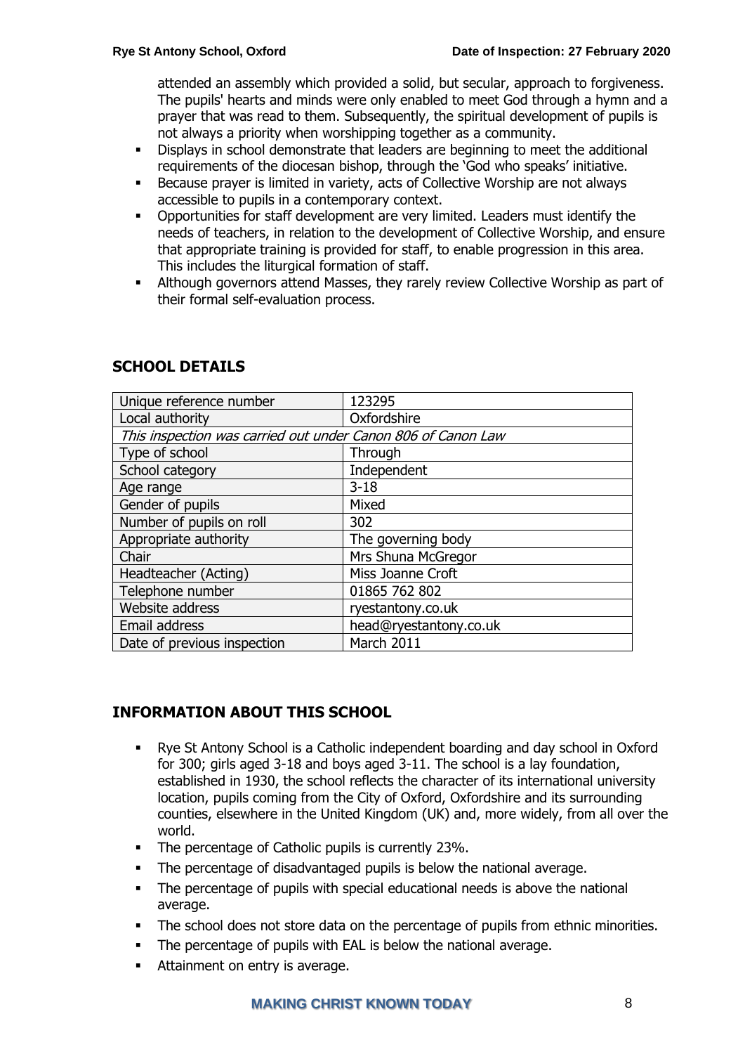attended an assembly which provided a solid, but secular, approach to forgiveness. The pupils' hearts and minds were only enabled to meet God through a hymn and a prayer that was read to them. Subsequently, the spiritual development of pupils is not always a priority when worshipping together as a community.

- Displays in school demonstrate that leaders are beginning to meet the additional requirements of the diocesan bishop, through the 'God who speaks' initiative.
- Because prayer is limited in variety, acts of Collective Worship are not always accessible to pupils in a contemporary context.
- Opportunities for staff development are very limited. Leaders must identify the needs of teachers, in relation to the development of Collective Worship, and ensure that appropriate training is provided for staff, to enable progression in this area. This includes the liturgical formation of staff.
- Although governors attend Masses, they rarely review Collective Worship as part of their formal self-evaluation process.

## SCHOOL DETAILS

| | |
|---|---|
| Unique reference number | 123295 |
| Local authority | Oxfordshire |
| *This inspection was carried out under Canon 806 of Canon Law* | |
| Type of school | Through |
| School category | Independent |
| Age range | 3-18 |
| Gender of pupils | Mixed |
| Number of pupils on roll | 302 |
| Appropriate authority | The governing body |
| Chair | Mrs Shuna McGregor |
| Headteacher (Acting) | Miss Joanne Croft |
| Telephone number | 01865 762 802 |
| Website address | ryestantony.co.uk |
| Email address | head@ryestantony.co.uk |
| Date of previous inspection | March 2011 |

## INFORMATION ABOUT THIS SCHOOL

- Rye St Antony School is a Catholic independent boarding and day school in Oxford for 300; girls aged 3-18 and boys aged 3-11. The school is a lay foundation, established in 1930, the school reflects the character of its international university location, pupils coming from the City of Oxford, Oxfordshire and its surrounding counties, elsewhere in the United Kingdom (UK) and, more widely, from all over the world.
- The percentage of Catholic pupils is currently 23%.
- The percentage of disadvantaged pupils is below the national average.
- The percentage of pupils with special educational needs is above the national average.
- The school does not store data on the percentage of pupils from ethnic minorities.
- The percentage of pupils with EAL is below the national average.
- Attainment on entry is average.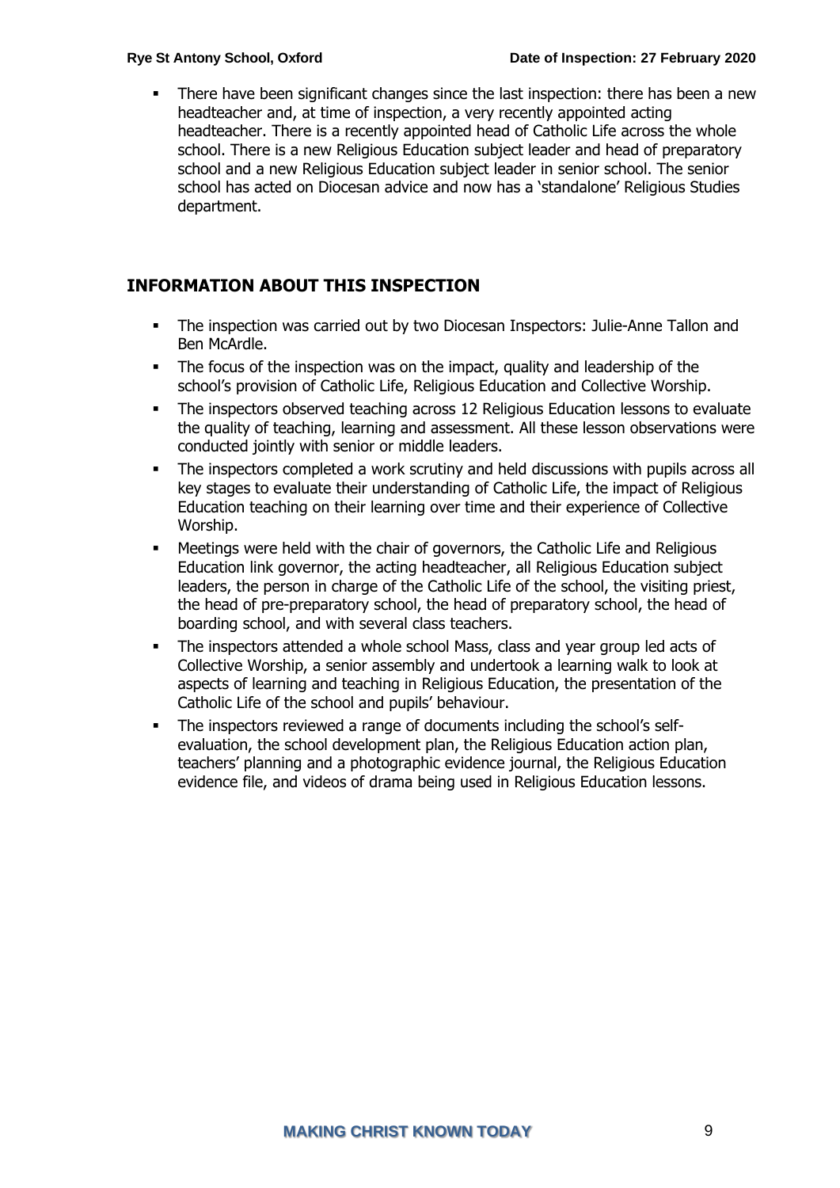- There have been significant changes since the last inspection: there has been a new headteacher and, at time of inspection, a very recently appointed acting headteacher. There is a recently appointed head of Catholic Life across the whole school. There is a new Religious Education subject leader and head of preparatory school and a new Religious Education subject leader in senior school. The senior school has acted on Diocesan advice and now has a 'standalone' Religious Studies department.

## INFORMATION ABOUT THIS INSPECTION

- The inspection was carried out by two Diocesan Inspectors: Julie-Anne Tallon and Ben McArdle.
- The focus of the inspection was on the impact, quality and leadership of the school's provision of Catholic Life, Religious Education and Collective Worship.
- The inspectors observed teaching across 12 Religious Education lessons to evaluate the quality of teaching, learning and assessment. All these lesson observations were conducted jointly with senior or middle leaders.
- The inspectors completed a work scrutiny and held discussions with pupils across all key stages to evaluate their understanding of Catholic Life, the impact of Religious Education teaching on their learning over time and their experience of Collective Worship.
- Meetings were held with the chair of governors, the Catholic Life and Religious Education link governor, the acting headteacher, all Religious Education subject leaders, the person in charge of the Catholic Life of the school, the visiting priest, the head of pre-preparatory school, the head of preparatory school, the head of boarding school, and with several class teachers.
- The inspectors attended a whole school Mass, class and year group led acts of Collective Worship, a senior assembly and undertook a learning walk to look at aspects of learning and teaching in Religious Education, the presentation of the Catholic Life of the school and pupils' behaviour.
- The inspectors reviewed a range of documents including the school's self-evaluation, the school development plan, the Religious Education action plan, teachers' planning and a photographic evidence journal, the Religious Education evidence file, and videos of drama being used in Religious Education lessons.